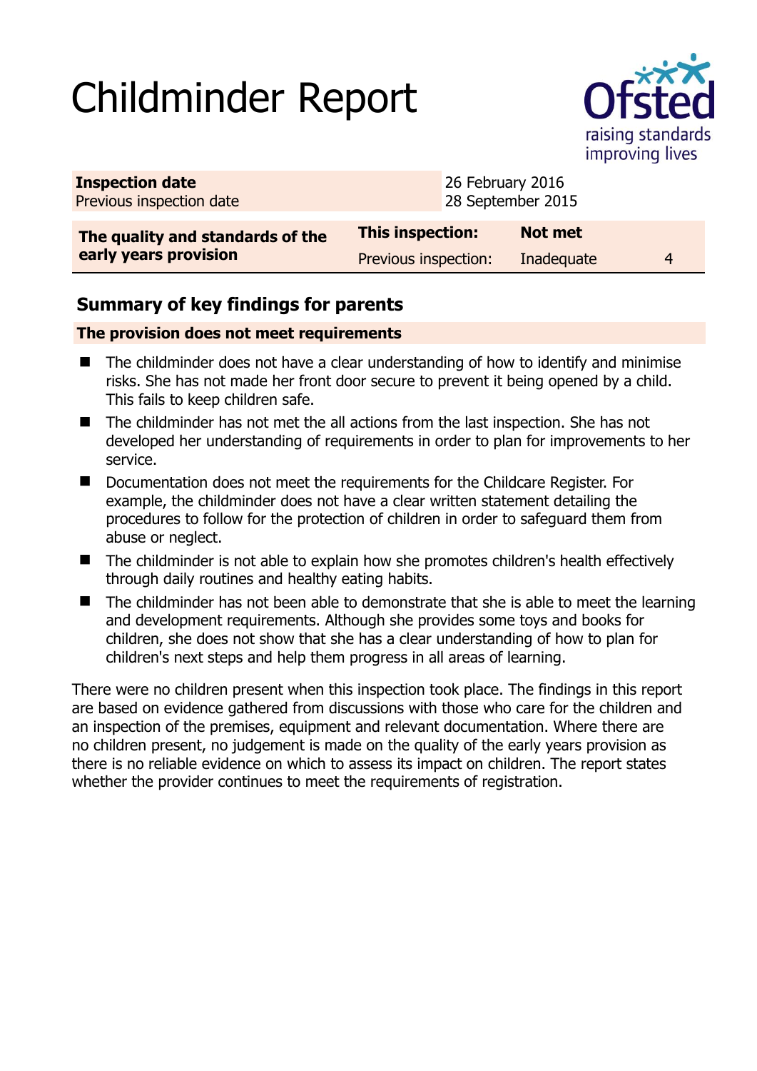# Childminder Report

| **Inspection date** | 26 February 2016 | | |
|---|---|---|---|
| Previous inspection date | 28 September 2015 | | |

| **The quality and standards of the early years provision** | **This inspection:** | **Not met** | |
|---|---|---|---|
| | Previous inspection: | Inadequate | 4 |

## Summary of key findings for parents

**The provision does not meet requirements**

- The childminder does not have a clear understanding of how to identify and minimise risks. She has not made her front door secure to prevent it being opened by a child. This fails to keep children safe.
- The childminder has not met the all actions from the last inspection. She has not developed her understanding of requirements in order to plan for improvements to her service.
- Documentation does not meet the requirements for the Childcare Register. For example, the childminder does not have a clear written statement detailing the procedures to follow for the protection of children in order to safeguard them from abuse or neglect.
- The childminder is not able to explain how she promotes children's health effectively through daily routines and healthy eating habits.
- The childminder has not been able to demonstrate that she is able to meet the learning and development requirements. Although she provides some toys and books for children, she does not show that she has a clear understanding of how to plan for children's next steps and help them progress in all areas of learning.

There were no children present when this inspection took place. The findings in this report are based on evidence gathered from discussions with those who care for the children and an inspection of the premises, equipment and relevant documentation. Where there are no children present, no judgement is made on the quality of the early years provision as there is no reliable evidence on which to assess its impact on children. The report states whether the provider continues to meet the requirements of registration.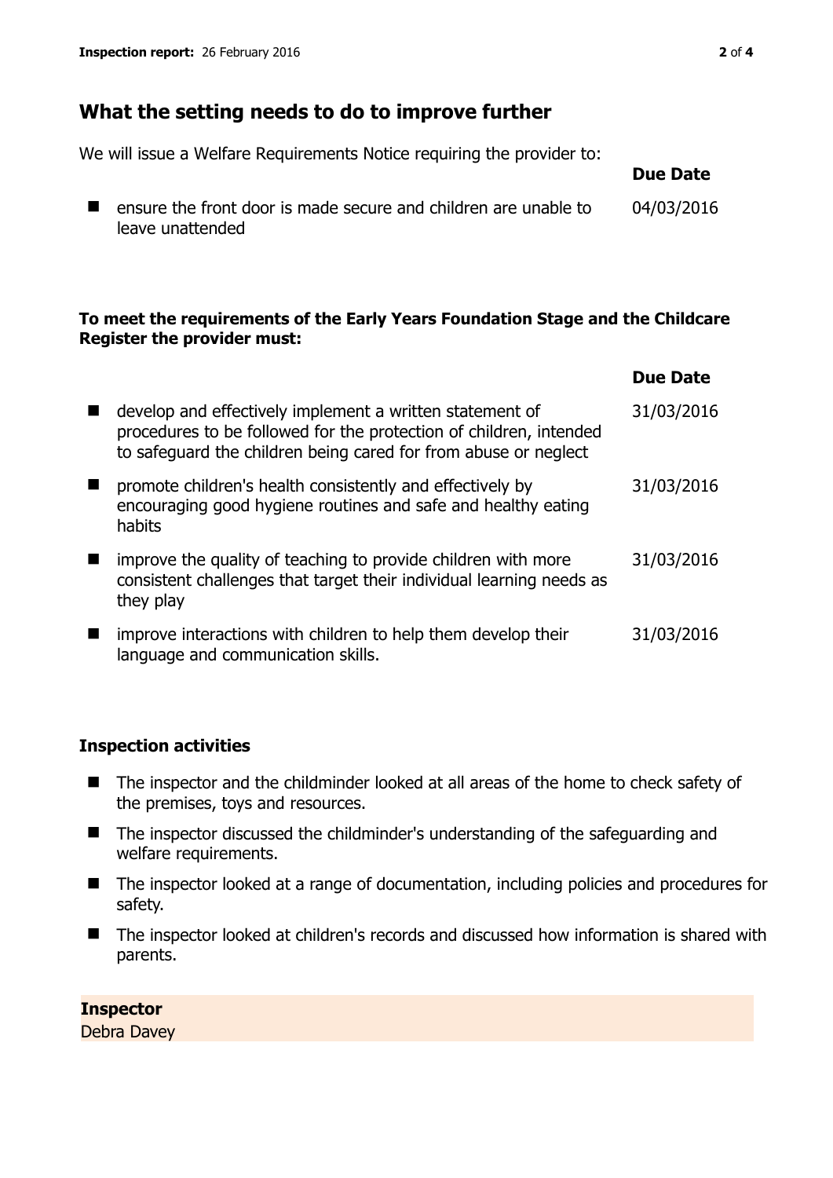## What the setting needs to do to improve further

We will issue a Welfare Requirements Notice requiring the provider to:

| | Due Date |
|---|---|
| ensure the front door is made secure and children are unable to leave unattended | 04/03/2016 |

**To meet the requirements of the Early Years Foundation Stage and the Childcare Register the provider must:**

| | Due Date |
|---|---|
| develop and effectively implement a written statement of procedures to be followed for the protection of children, intended to safeguard the children being cared for from abuse or neglect | 31/03/2016 |
| promote children's health consistently and effectively by encouraging good hygiene routines and safe and healthy eating habits | 31/03/2016 |
| improve the quality of teaching to provide children with more consistent challenges that target their individual learning needs as they play | 31/03/2016 |
| improve interactions with children to help them develop their language and communication skills. | 31/03/2016 |

### Inspection activities

- The inspector and the childminder looked at all areas of the home to check safety of the premises, toys and resources.
- The inspector discussed the childminder's understanding of the safeguarding and welfare requirements.
- The inspector looked at a range of documentation, including policies and procedures for safety.
- The inspector looked at children's records and discussed how information is shared with parents.

**Inspector**
Debra Davey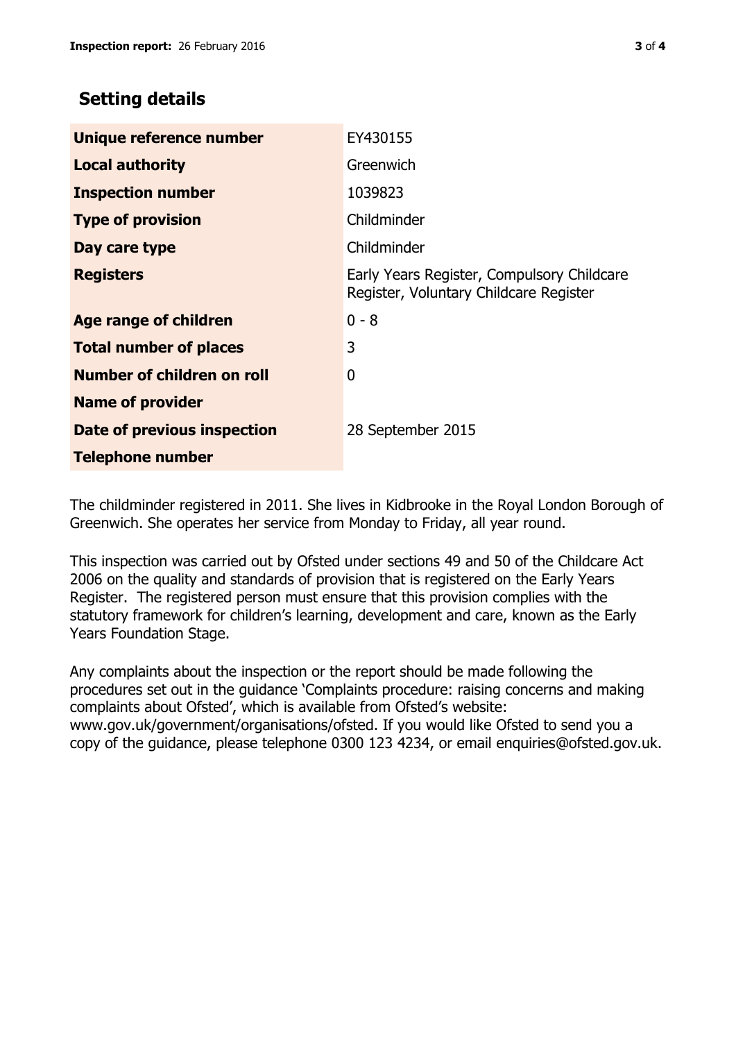## Setting details

| | |
|---|---|
| **Unique reference number** | EY430155 |
| **Local authority** | Greenwich |
| **Inspection number** | 1039823 |
| **Type of provision** | Childminder |
| **Day care type** | Childminder |
| **Registers** | Early Years Register, Compulsory Childcare Register, Voluntary Childcare Register |
| **Age range of children** | 0 - 8 |
| **Total number of places** | 3 |
| **Number of children on roll** | 0 |
| **Name of provider** | |
| **Date of previous inspection** | 28 September 2015 |
| **Telephone number** | |

The childminder registered in 2011. She lives in Kidbrooke in the Royal London Borough of Greenwich. She operates her service from Monday to Friday, all year round.

This inspection was carried out by Ofsted under sections 49 and 50 of the Childcare Act 2006 on the quality and standards of provision that is registered on the Early Years Register. The registered person must ensure that this provision complies with the statutory framework for children's learning, development and care, known as the Early Years Foundation Stage.

Any complaints about the inspection or the report should be made following the procedures set out in the guidance 'Complaints procedure: raising concerns and making complaints about Ofsted', which is available from Ofsted's website: www.gov.uk/government/organisations/ofsted. If you would like Ofsted to send you a copy of the guidance, please telephone 0300 123 4234, or email enquiries@ofsted.gov.uk.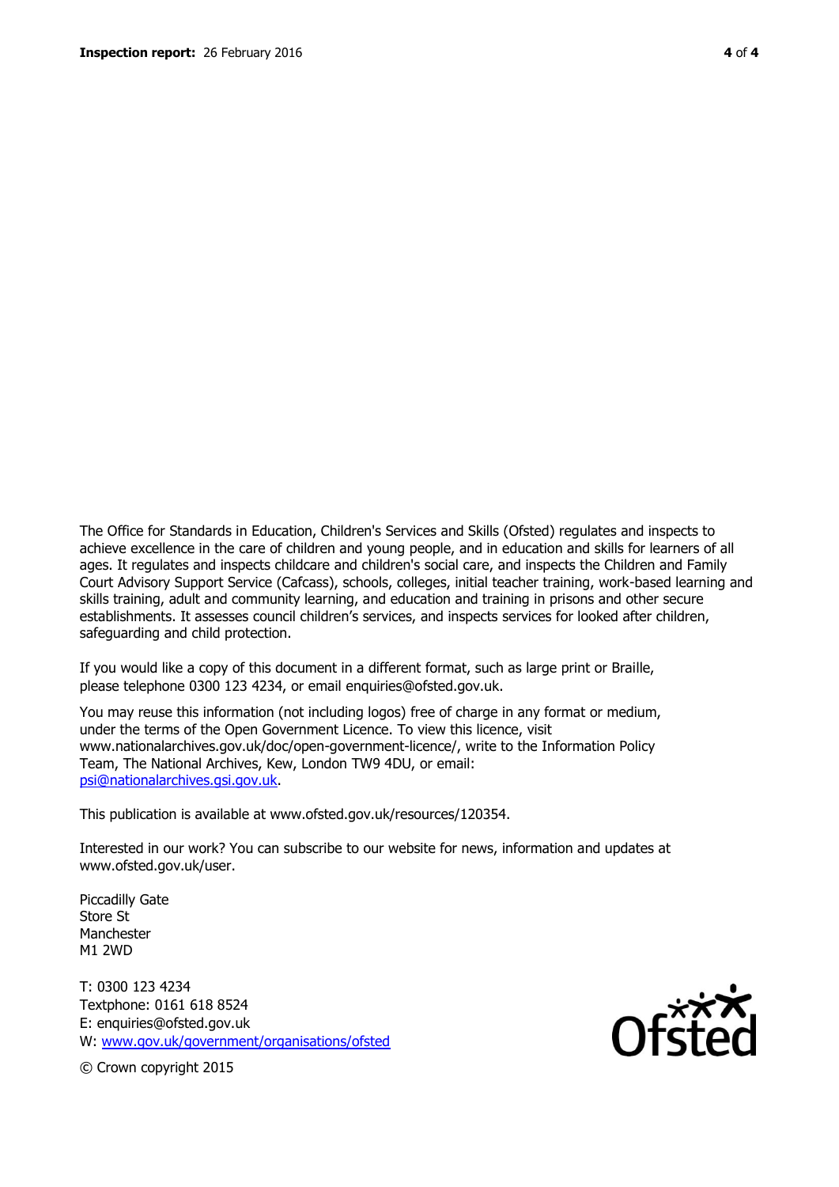The Office for Standards in Education, Children's Services and Skills (Ofsted) regulates and inspects to achieve excellence in the care of children and young people, and in education and skills for learners of all ages. It regulates and inspects childcare and children's social care, and inspects the Children and Family Court Advisory Support Service (Cafcass), schools, colleges, initial teacher training, work-based learning and skills training, adult and community learning, and education and training in prisons and other secure establishments. It assesses council children's services, and inspects services for looked after children, safeguarding and child protection.

If you would like a copy of this document in a different format, such as large print or Braille, please telephone 0300 123 4234, or email enquiries@ofsted.gov.uk.

You may reuse this information (not including logos) free of charge in any format or medium, under the terms of the Open Government Licence. To view this licence, visit www.nationalarchives.gov.uk/doc/open-government-licence/, write to the Information Policy Team, The National Archives, Kew, London TW9 4DU, or email: psi@nationalarchives.gsi.gov.uk.

This publication is available at www.ofsted.gov.uk/resources/120354.

Interested in our work? You can subscribe to our website for news, information and updates at www.ofsted.gov.uk/user.

Piccadilly Gate
Store St
Manchester
M1 2WD

T: 0300 123 4234
Textphone: 0161 618 8524
E: enquiries@ofsted.gov.uk
W: www.gov.uk/government/organisations/ofsted

© Crown copyright 2015